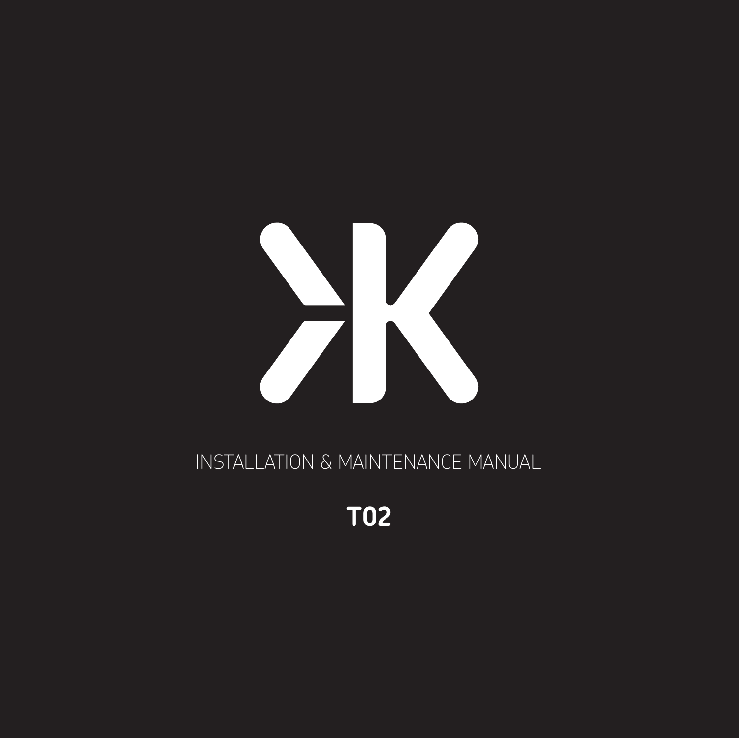INSTALLATION & MAINTENANCE MANUAL

# T02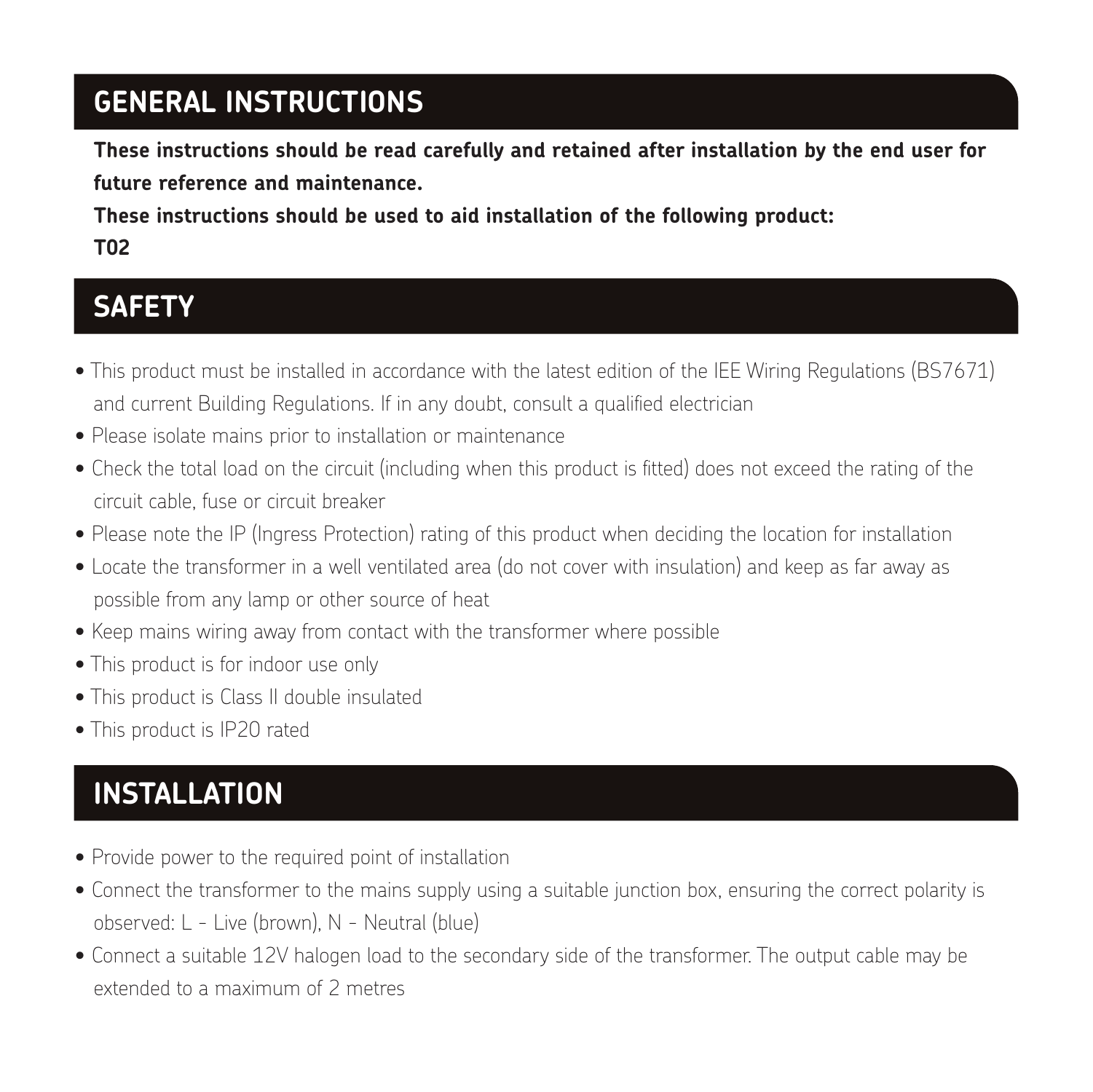## GENERAL INSTRUCTIONS

**These instructions should be read carefully and retained after installation by the end user for future reference and maintenance.**

**These instructions should be used to aid installation of the following product:**

**T02**

## SAFETY

- This product must be installed in accordance with the latest edition of the IEE Wiring Regulations (BS7671) and current Building Regulations. If in any doubt, consult a qualified electrician
- Please isolate mains prior to installation or maintenance
- Check the total load on the circuit (including when this product is fitted) does not exceed the rating of the circuit cable, fuse or circuit breaker
- Please note the IP (Ingress Protection) rating of this product when deciding the location for installation
- Locate the transformer in a well ventilated area (do not cover with insulation) and keep as far away as possible from any lamp or other source of heat
- Keep mains wiring away from contact with the transformer where possible
- This product is for indoor use only
- This product is Class II double insulated
- This product is IP20 rated

## INSTALLATION

- Provide power to the required point of installation
- Connect the transformer to the mains supply using a suitable junction box, ensuring the correct polarity is observed: L - Live (brown), N - Neutral (blue)
- Connect a suitable 12V halogen load to the secondary side of the transformer. The output cable may be extended to a maximum of 2 metres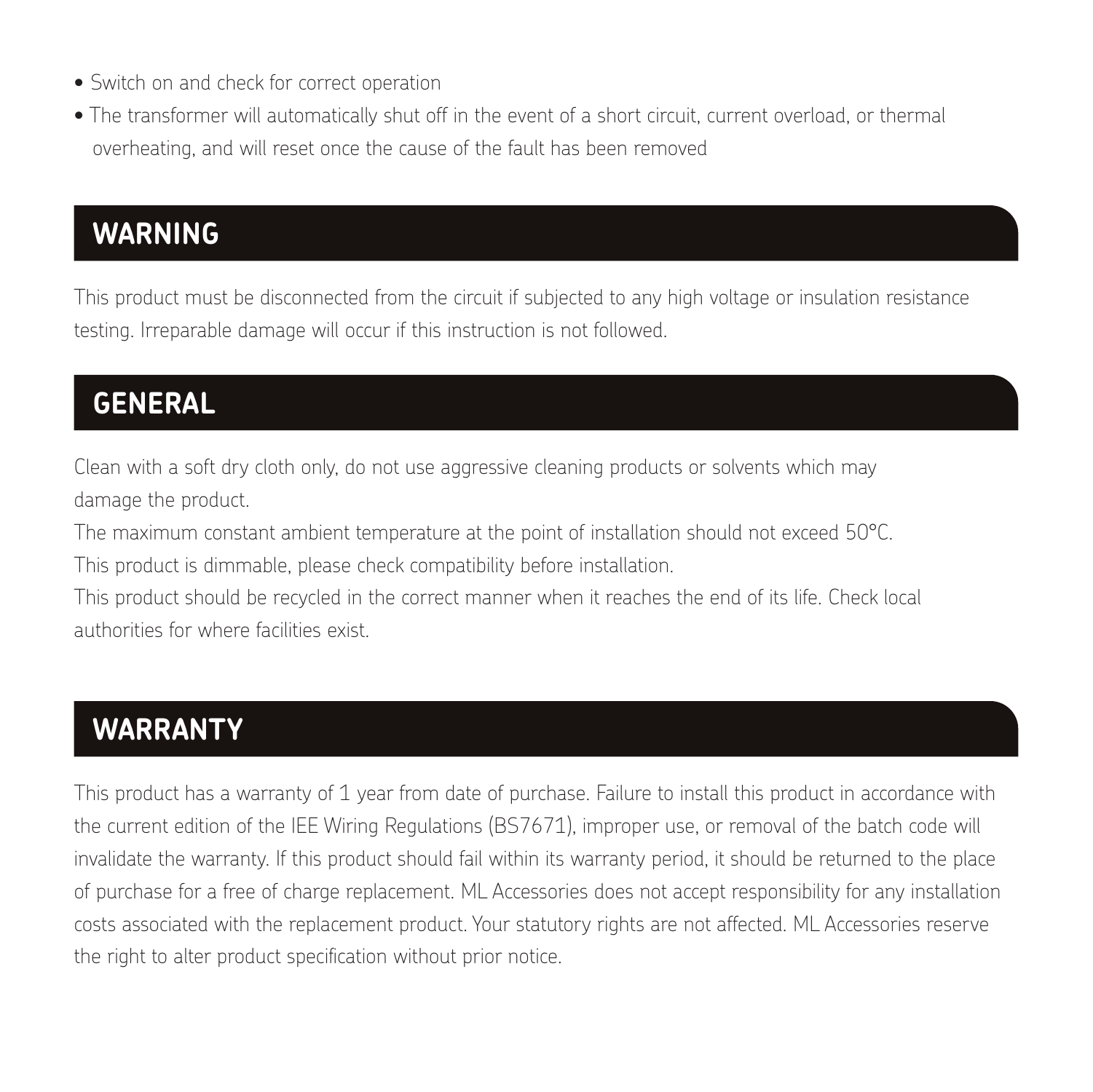- Switch on and check for correct operation
- The transformer will automatically shut off in the event of a short circuit, current overload, or thermal overheating, and will reset once the cause of the fault has been removed

## WARNING

This product must be disconnected from the circuit if subjected to any high voltage or insulation resistance testing. Irreparable damage will occur if this instruction is not followed.

## GENERAL

Clean with a soft dry cloth only, do not use aggressive cleaning products or solvents which may damage the product.

The maximum constant ambient temperature at the point of installation should not exceed 50°C.

This product is dimmable, please check compatibility before installation.

This product should be recycled in the correct manner when it reaches the end of its life. Check local authorities for where facilities exist.

## WARRANTY

This product has a warranty of 1 year from date of purchase. Failure to install this product in accordance with the current edition of the IEE Wiring Regulations (BS7671), improper use, or removal of the batch code will invalidate the warranty. If this product should fail within its warranty period, it should be returned to the place of purchase for a free of charge replacement. ML Accessories does not accept responsibility for any installation costs associated with the replacement product. Your statutory rights are not affected. ML Accessories reserve the right to alter product specification without prior notice.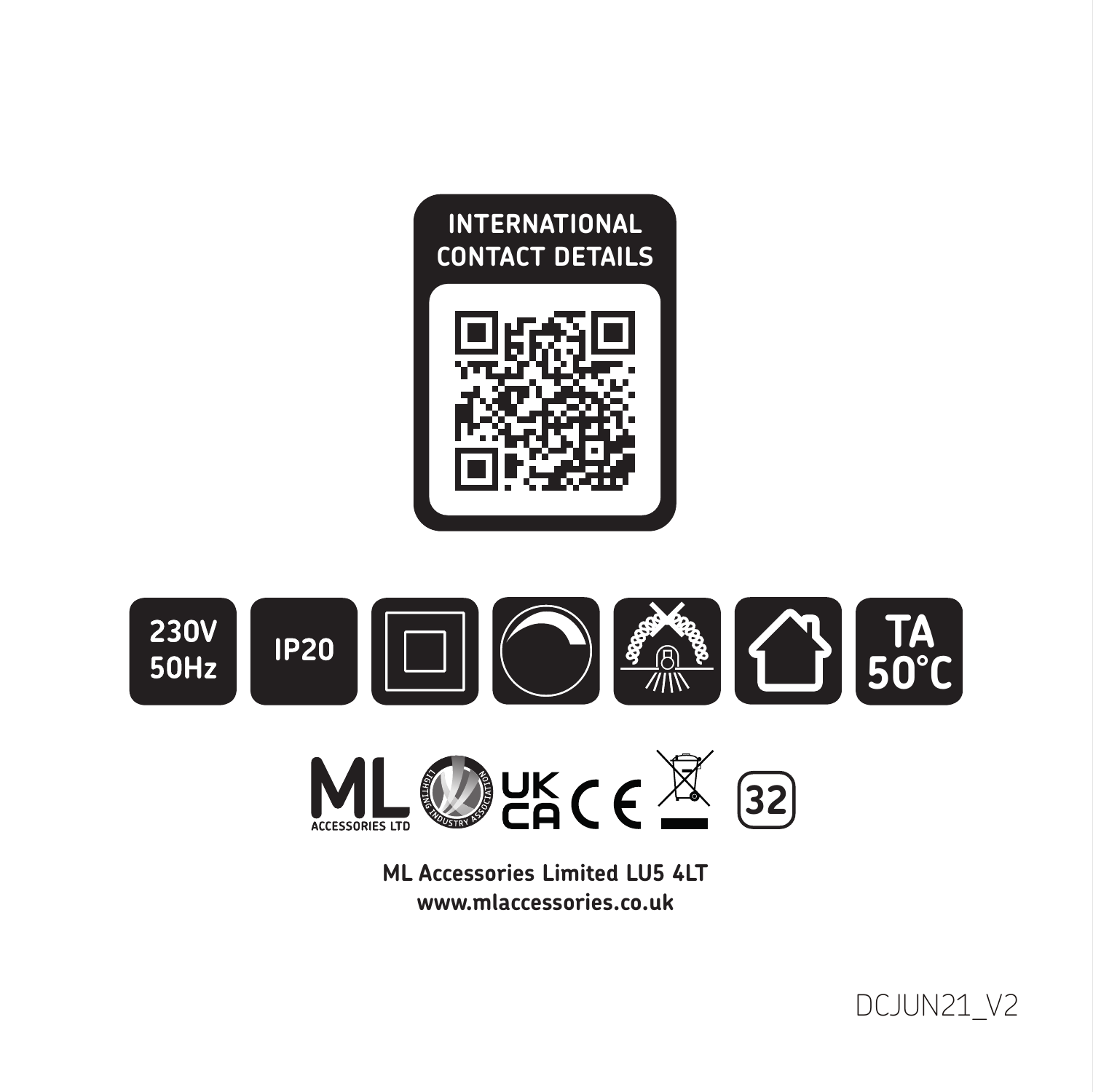**INTERNATIONAL CONTACT DETAILS**

230V 50Hz

IP20

TA 50°C

ML ACCESSORIES LTD

LIGHTING INDUSTRY ASSOCIATION

UK CA

CE

32

**ML Accessories Limited LU5 4LT**
**www.mlaccessories.co.uk**

DCJUN21_V2